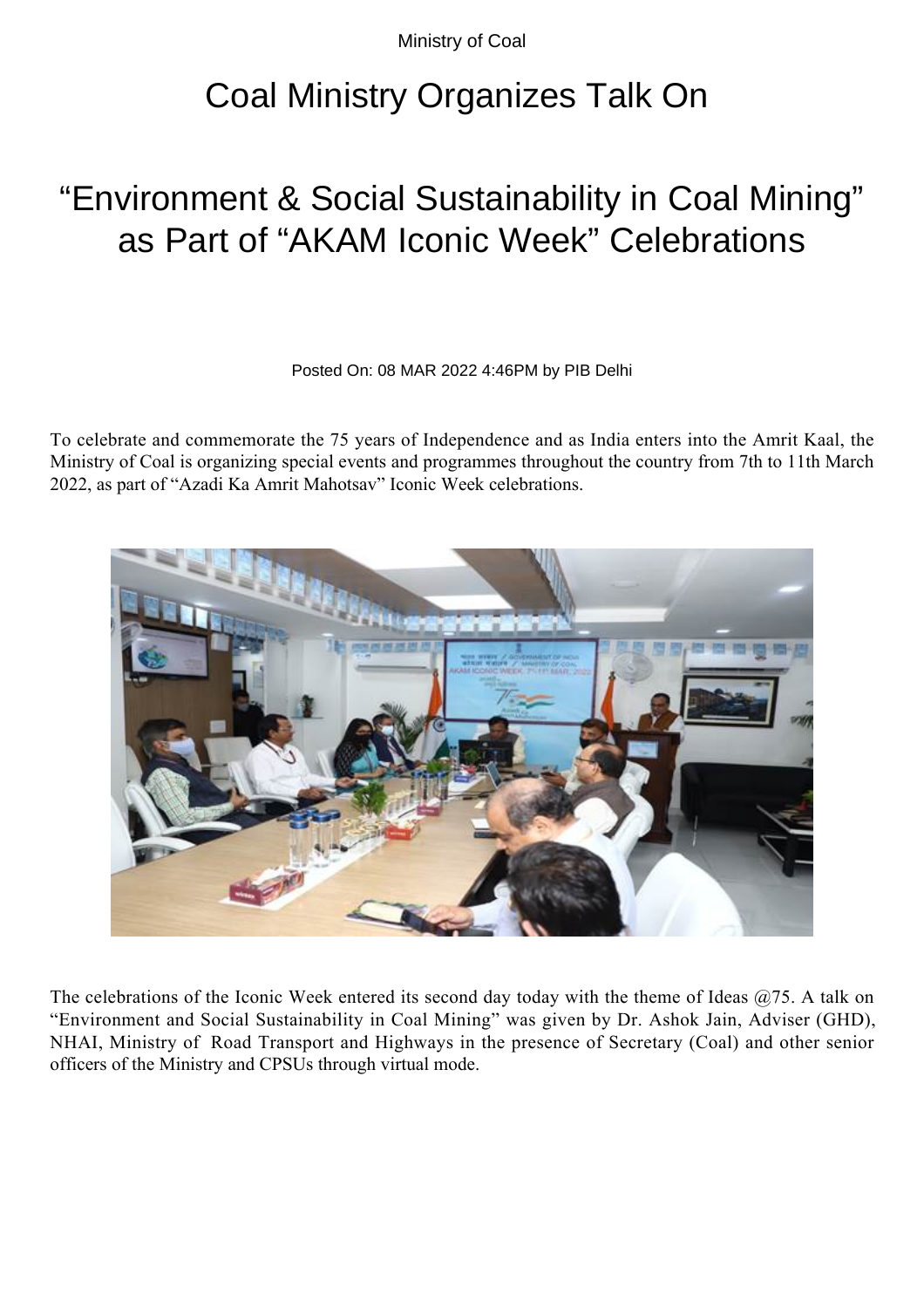Ministry of Coal

# Coal Ministry Organizes Talk On

# "Environment & Social Sustainability in Coal Mining" as Part of "AKAM Iconic Week" Celebrations

Posted On: 08 MAR 2022 4:46PM by PIB Delhi

To celebrate and commemorate the 75 years of Independence and as India enters into the Amrit Kaal, the Ministry of Coal is organizing special events and programmes throughout the country from 7th to 11th March 2022, as part of "Azadi Ka Amrit Mahotsav" Iconic Week celebrations.

The celebrations of the Iconic Week entered its second day today with the theme of Ideas @75. A talk on "Environment and Social Sustainability in Coal Mining" was given by Dr. Ashok Jain, Adviser (GHD), NHAI, Ministry of Road Transport and Highways in the presence of Secretary (Coal) and other senior officers of the Ministry and CPSUs through virtual mode.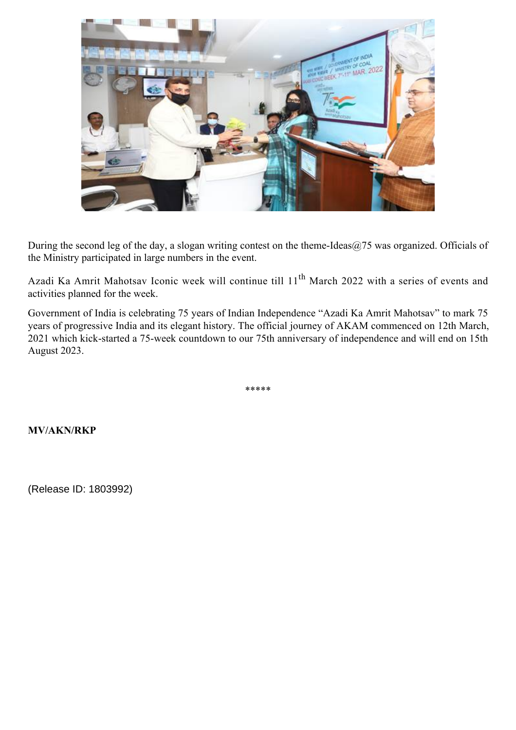During the second leg of the day, a slogan writing contest on the theme-Ideas@75 was organized. Officials of the Ministry participated in large numbers in the event.

Azadi Ka Amrit Mahotsav Iconic week will continue till 11th March 2022 with a series of events and activities planned for the week.

Government of India is celebrating 75 years of Indian Independence "Azadi Ka Amrit Mahotsav" to mark 75 years of progressive India and its elegant history. The official journey of AKAM commenced on 12th March, 2021 which kick-started a 75-week countdown to our 75th anniversary of independence and will end on 15th August 2023.

\*\*\*\*\*

**MV/AKN/RKP**

(Release ID: 1803992)